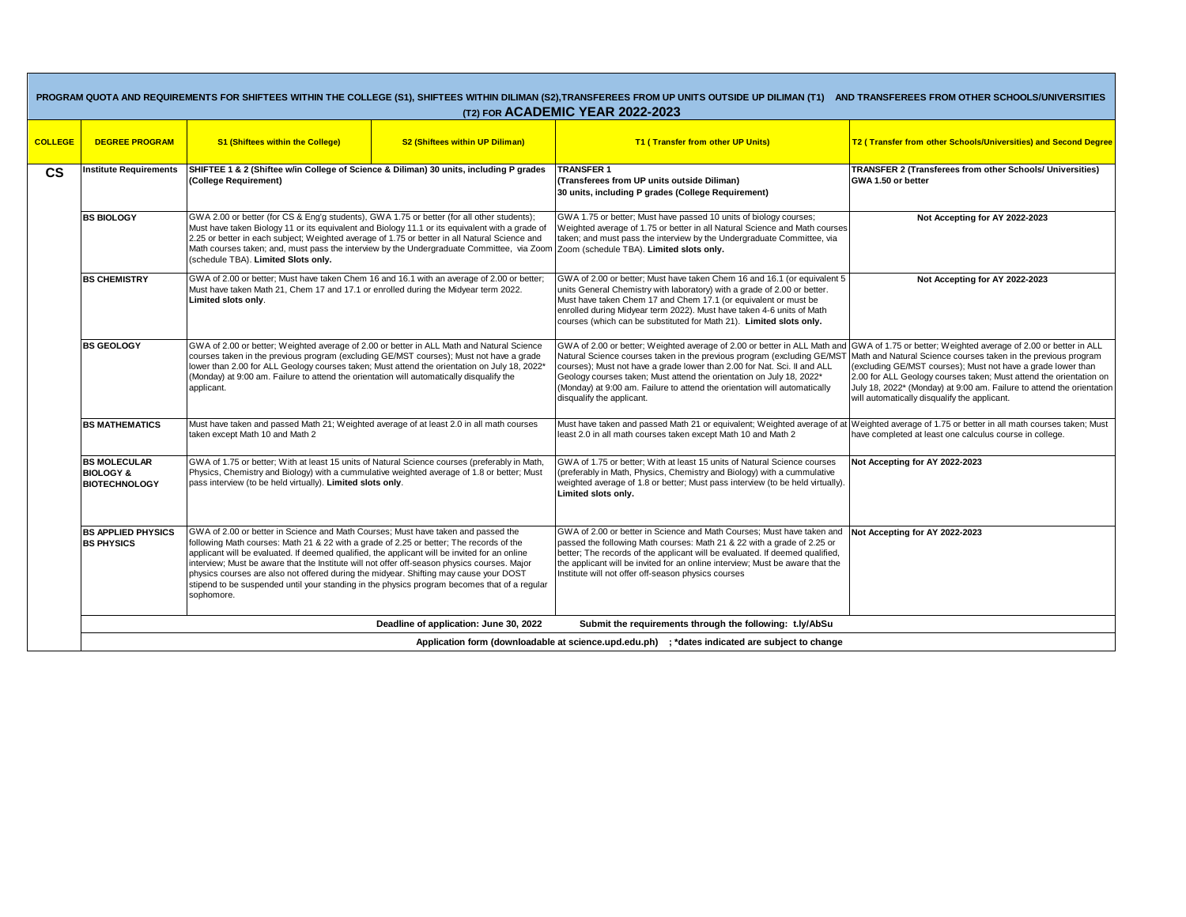# PROGRAM QUOTA AND REQUIREMENTS FOR SHIFTEES WITHIN THE COLLEGE (S1), SHIFTEES WITHIN DILIMAN (S2),TRANSFEREES FROM UP UNITS OUTSIDE UP DILIMAN (T1) AND TRANSFEREES FROM OTHER SCHOOLS/UNIVERSITIES (T2) FOR ACADEMIC YEAR 2022-2023

| COLLEGE | DEGREE PROGRAM | S1 (Shiftees within the College) | S2 (Shiftees within UP Diliman) | T1 ( Transfer from other UP Units) | T2 ( Transfer from other Schools/Universities) and Second Degree |
|---|---|---|---|---|---|
| **CS** | **Institute Requirements** | **SHIFTEE 1 & 2 (Shiftee w/in College of Science & Diliman) 30 units, including P grades (College Requirement)** | | **TRANSFER 1 (Transferees from UP units outside Diliman) 30 units, including P grades (College Requirement)** | **TRANSFER 2 (Transferees from other Schools/ Universities) GWA 1.50 or better** |
| | **BS BIOLOGY** | GWA 2.00 or better (for CS & Eng'g students), GWA 1.75 or better (for all other students); Must have taken Biology 11 or its equivalent and Biology 11.1 or its equivalent with a grade of 2.25 or better in each subject; Weighted average of 1.75 or better in all Natural Science and Math courses taken; and, must pass the interview by the Undergraduate Committee, via Zoom (schedule TBA). **Limited Slots only.** | | GWA 1.75 or better; Must have passed 10 units of biology courses; Weighted average of 1.75 or better in all Natural Science and Math courses taken; and must pass the interview by the Undergraduate Committee, via Zoom (schedule TBA). **Limited slots only.** | **Not Accepting for AY 2022-2023** |
| | **BS CHEMISTRY** | GWA of 2.00 or better; Must have taken Chem 16 and 16.1 with an average of 2.00 or better; Must have taken Math 21, Chem 17 and 17.1 or enrolled during the Midyear term 2022. **Limited slots only**. | | GWA of 2.00 or better; Must have taken Chem 16 and 16.1 (or equivalent 5 units General Chemistry with laboratory) with a grade of 2.00 or better. Must have taken Chem 17 and Chem 17.1 (or equivalent or must be enrolled during Midyear term 2022). Must have taken 4-6 units of Math courses (which can be substituted for Math 21). **Limited slots only.** | **Not Accepting for AY 2022-2023** |
| | **BS GEOLOGY** | GWA of 2.00 or better; Weighted average of 2.00 or better in ALL Math and Natural Science courses taken in the previous program (excluding GE/MST courses); Must not have a grade lower than 2.00 for ALL Geology courses taken; Must attend the orientation on July 18, 2022* (Monday) at 9:00 am. Failure to attend the orientation will automatically disqualify the applicant. | | GWA of 2.00 or better; Weighted average of 2.00 or better in ALL Math and Natural Science courses taken in the previous program (excluding GE/MST courses); Must not have a grade lower than 2.00 for Nat. Sci. II and ALL Geology courses taken; Must attend the orientation on July 18, 2022* (Monday) at 9:00 am. Failure to attend the orientation will automatically disqualify the applicant. | GWA of 1.75 or better; Weighted average of 2.00 or better in ALL Math and Natural Science courses taken in the previous program (excluding GE/MST courses); Must not have a grade lower than 2.00 for ALL Geology courses taken; Must attend the orientation on July 18, 2022* (Monday) at 9:00 am. Failure to attend the orientation will automatically disqualify the applicant. |
| | **BS MATHEMATICS** | Must have taken and passed Math 21; Weighted average of at least 2.0 in all math courses taken except Math 10 and Math 2 | | Must have taken and passed Math 21 or equivalent; Weighted average of at least 2.0 in all math courses taken except Math 10 and Math 2 | Weighted average of 1.75 or better in all math courses taken; Must have completed at least one calculus course in college. |
| | **BS MOLECULAR BIOLOGY & BIOTECHNOLOGY** | GWA of 1.75 or better; With at least 15 units of Natural Science courses (preferably in Math, Physics, Chemistry and Biology) with a cummulative weighted average of 1.8 or better; Must pass interview (to be held virtually). **Limited slots only**. | | GWA of 1.75 or better; With at least 15 units of Natural Science courses (preferably in Math, Physics, Chemistry and Biology) with a cummulative weighted average of 1.8 or better; Must pass interview (to be held virtually). **Limited slots only.** | **Not Accepting for AY 2022-2023** |
| | **BS APPLIED PHYSICS BS PHYSICS** | GWA of 2.00 or better in Science and Math Courses; Must have taken and passed the following Math courses: Math 21 & 22 with a grade of 2.25 or better; The records of the applicant will be evaluated. If deemed qualified, the applicant will be invited for an online interview; Must be aware that the Institute will not offer off-season physics courses. Major physics courses are also not offered during the midyear. Shifting may cause your DOST stipend to be suspended until your standing in the physics program becomes that of a regular sophomore. | | GWA of 2.00 or better in Science and Math Courses; Must have taken and passed the following Math courses: Math 21 & 22 with a grade of 2.25 or better; The records of the applicant will be evaluated. If deemed qualified, the applicant will be invited for an online interview; Must be aware that the Institute will not offer off-season physics courses | **Not Accepting for AY 2022-2023** |
| | **Deadline of application: June 30, 2022** | | | **Submit the requirements through the following: t.ly/AbSu** | |
| | **Application form (downloadable at science.upd.edu.ph) ; *dates indicated are subject to change** | | | | |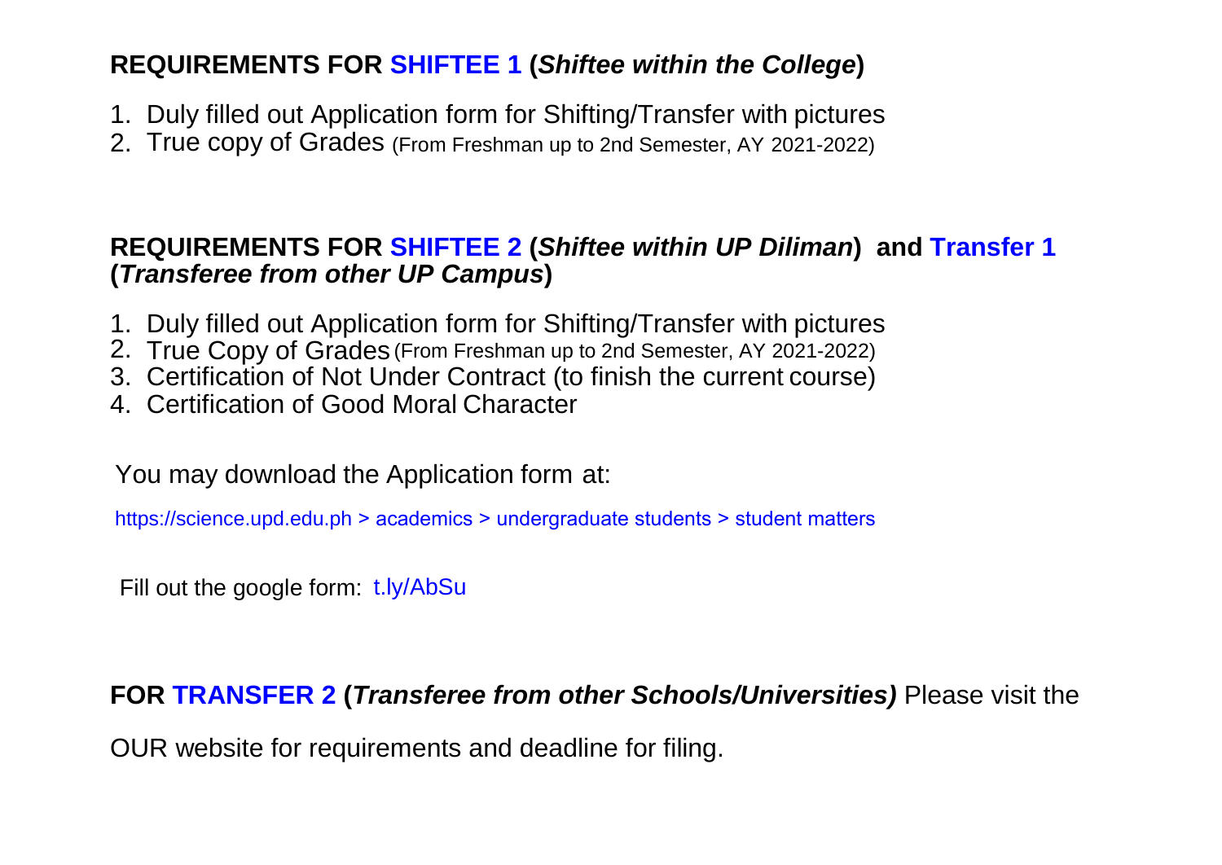## REQUIREMENTS FOR SHIFTEE 1 (*Shiftee within the College*)

1. Duly filled out Application form for Shifting/Transfer with pictures
2. True copy of Grades (From Freshman up to 2nd Semester, AY 2021-2022)

## REQUIREMENTS FOR SHIFTEE 2 (*Shiftee within UP Diliman*) and Transfer 1 (*Transferee from other UP Campus*)

1. Duly filled out Application form for Shifting/Transfer with pictures
2. True Copy of Grades (From Freshman up to 2nd Semester, AY 2021-2022)
3. Certification of Not Under Contract (to finish the current course)
4. Certification of Good Moral Character

You may download the Application form at:

https://science.upd.edu.ph > academics > undergraduate students > student matters

Fill out the google form: t.ly/AbSu

**FOR TRANSFER 2 (*Transferee from other Schools/Universities)*** Please visit the

OUR website for requirements and deadline for filing.